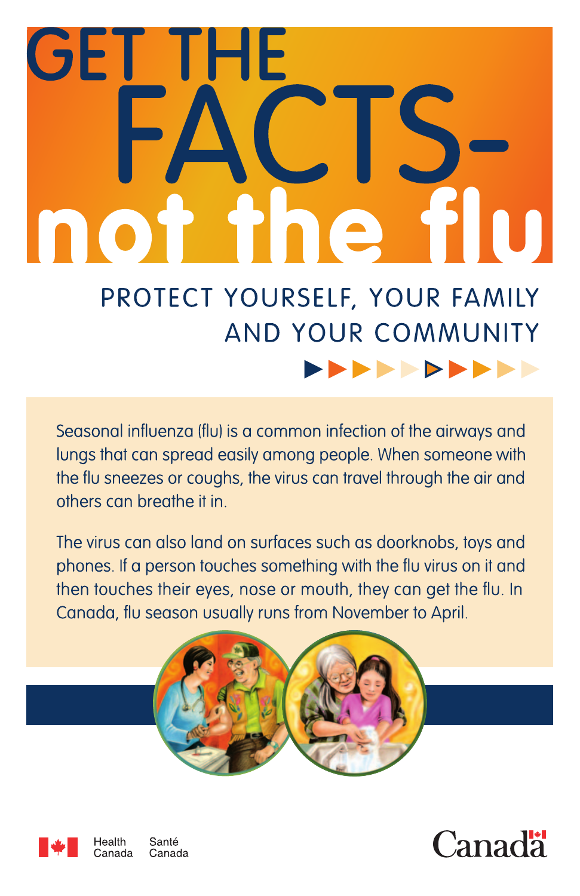# GET THE FACTS- not the flu

## PROTECT YOURSELF, YOUR FAMILY AND YOUR COMMUNITY

Seasonal influenza (flu) is a common infection of the airways and lungs that can spread easily among people. When someone with the flu sneezes or coughs, the virus can travel through the air and others can breathe it in.

The virus can also land on surfaces such as doorknobs, toys and phones. If a person touches something with the flu virus on it and then touches their eyes, nose or mouth, they can get the flu. In Canada, flu season usually runs from November to April.

Health Canada Santé Canada

Canada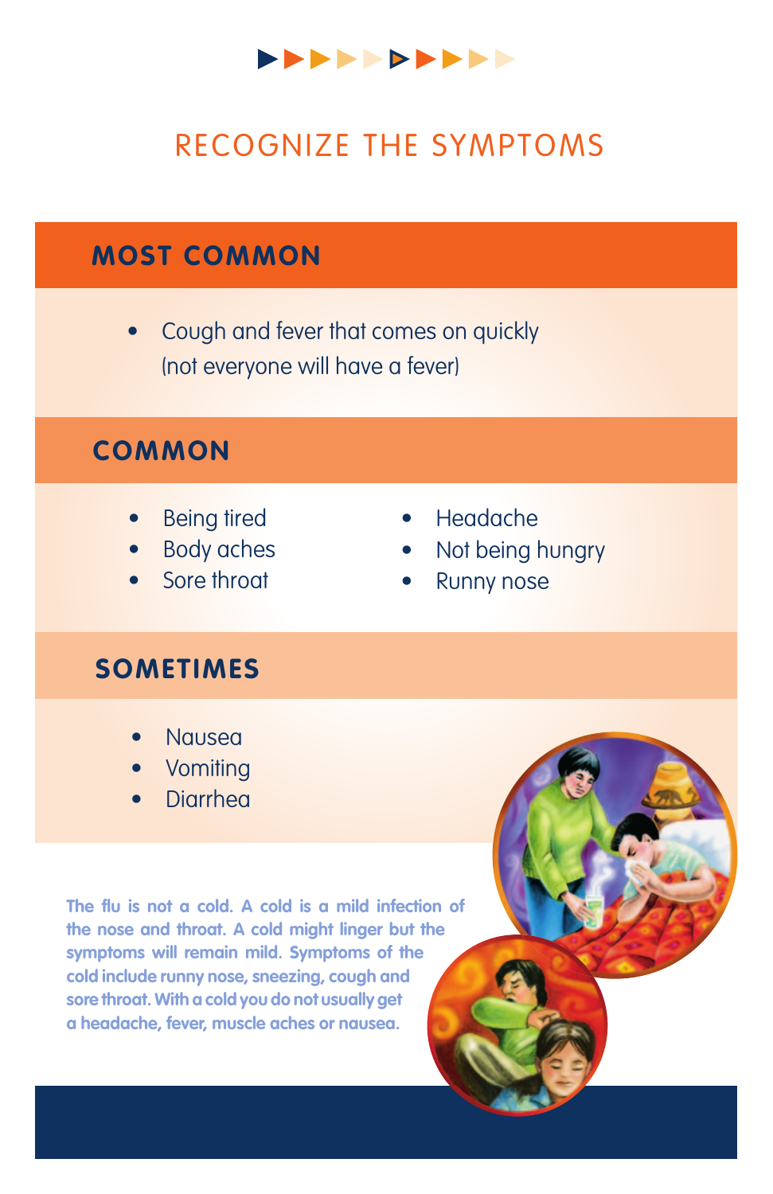# RECOGNIZE THE SYMPTOMS

## MOST COMMON

- Cough and fever that comes on quickly (not everyone will have a fever)

## COMMON

- Being tired
- Body aches
- Sore throat
- Headache
- Not being hungry
- Runny nose

## SOMETIMES

- Nausea
- Vomiting
- Diarrhea

**The flu is not a cold. A cold is a mild infection of the nose and throat. A cold might linger but the symptoms will remain mild. Symptoms of the cold include runny nose, sneezing, cough and sore throat. With a cold you do not usually get a headache, fever, muscle aches or nausea.**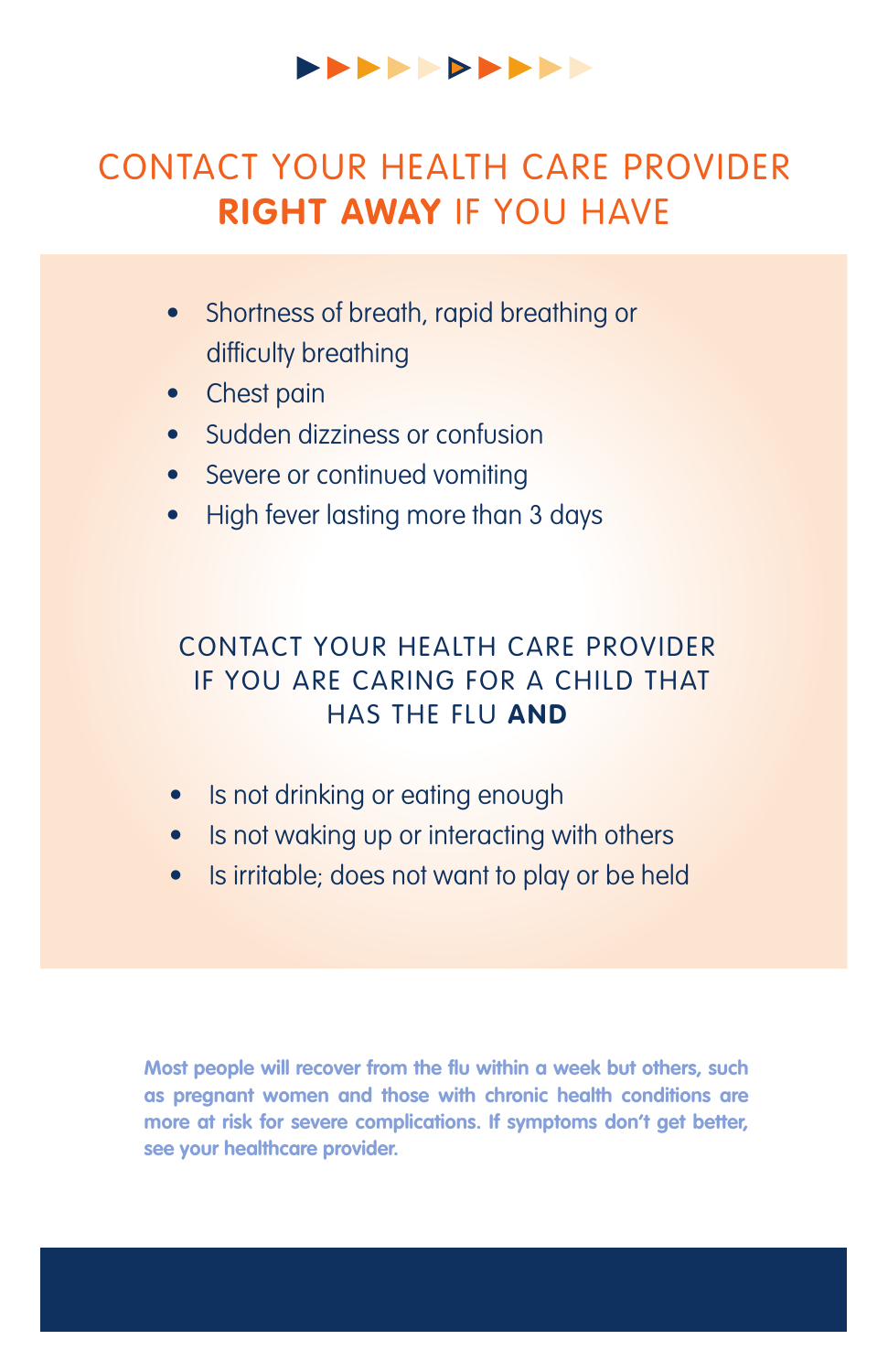## CONTACT YOUR HEALTH CARE PROVIDER **RIGHT AWAY** IF YOU HAVE

- Shortness of breath, rapid breathing or difficulty breathing
- Chest pain
- Sudden dizziness or confusion
- Severe or continued vomiting
- High fever lasting more than 3 days

### CONTACT YOUR HEALTH CARE PROVIDER IF YOU ARE CARING FOR A CHILD THAT HAS THE FLU **AND**

- Is not drinking or eating enough
- Is not waking up or interacting with others
- Is irritable; does not want to play or be held

**Most people will recover from the flu within a week but others, such as pregnant women and those with chronic health conditions are more at risk for severe complications. If symptoms don't get better, see your healthcare provider.**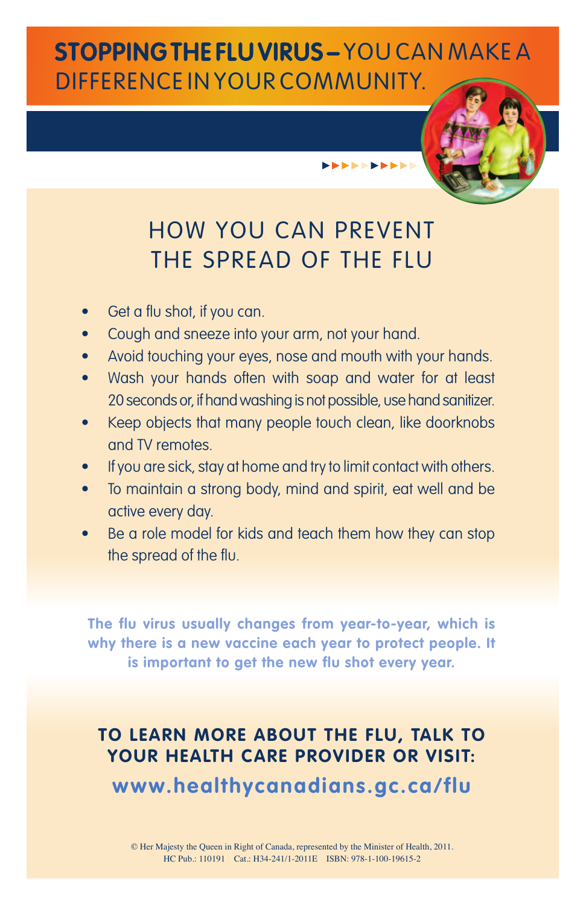# STOPPING THE FLU VIRUS – YOU CAN MAKE A DIFFERENCE IN YOUR COMMUNITY.

## HOW YOU CAN PREVENT THE SPREAD OF THE FLU

- Get a flu shot, if you can.
- Cough and sneeze into your arm, not your hand.
- Avoid touching your eyes, nose and mouth with your hands.
- Wash your hands often with soap and water for at least 20 seconds or, if hand washing is not possible, use hand sanitizer.
- Keep objects that many people touch clean, like doorknobs and TV remotes.
- If you are sick, stay at home and try to limit contact with others.
- To maintain a strong body, mind and spirit, eat well and be active every day.
- Be a role model for kids and teach them how they can stop the spread of the flu.

**The flu virus usually changes from year-to-year, which is why there is a new vaccine each year to protect people. It is important to get the new flu shot every year.**

**TO LEARN MORE ABOUT THE FLU, TALK TO YOUR HEALTH CARE PROVIDER OR VISIT:**

**www.healthycanadians.gc.ca/flu**

© Her Majesty the Queen in Right of Canada, represented by the Minister of Health, 2011.
HC Pub.: 110191 Cat.: H34-241/1-2011E ISBN: 978-1-100-19615-2